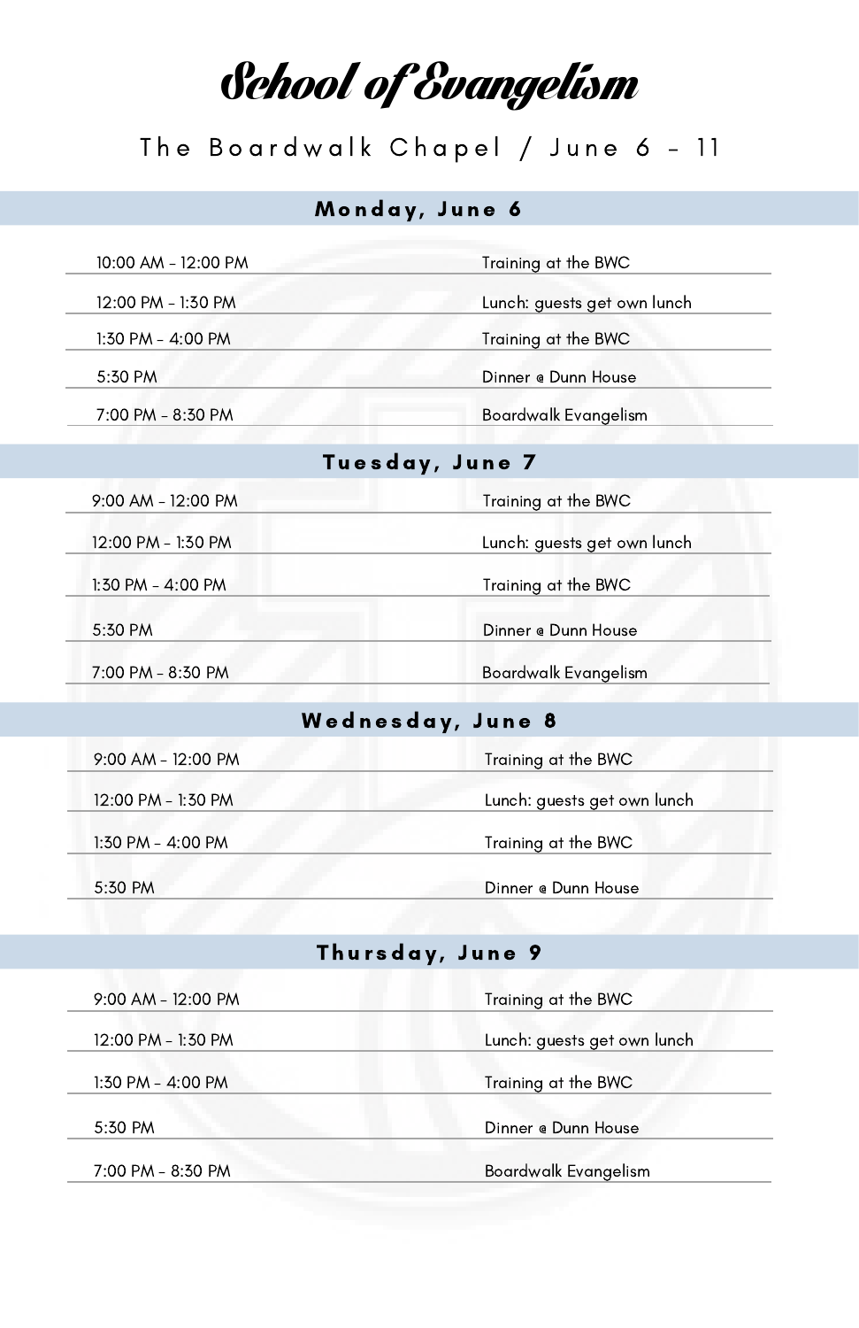# School of Evangelism

The Boardwalk Chapel / June 6 – 11

## Monday, June 6

| | |
|---|---|
| 10:00 AM – 12:00 PM | Training at the BWC |
| 12:00 PM – 1:30 PM | Lunch: guests get own lunch |
| 1:30 PM – 4:00 PM | Training at the BWC |
| 5:30 PM | Dinner @ Dunn House |
| 7:00 PM – 8:30 PM | Boardwalk Evangelism |

## Tuesday, June 7

| | |
|---|---|
| 9:00 AM – 12:00 PM | Training at the BWC |
| 12:00 PM – 1:30 PM | Lunch: guests get own lunch |
| 1:30 PM – 4:00 PM | Training at the BWC |
| 5:30 PM | Dinner @ Dunn House |
| 7:00 PM – 8:30 PM | Boardwalk Evangelism |

## Wednesday, June 8

| | |
|---|---|
| 9:00 AM – 12:00 PM | Training at the BWC |
| 12:00 PM – 1:30 PM | Lunch: guests get own lunch |
| 1:30 PM – 4:00 PM | Training at the BWC |
| 5:30 PM | Dinner @ Dunn House |

## Thursday, June 9

| | |
|---|---|
| 9:00 AM – 12:00 PM | Training at the BWC |
| 12:00 PM – 1:30 PM | Lunch: guests get own lunch |
| 1:30 PM – 4:00 PM | Training at the BWC |
| 5:30 PM | Dinner @ Dunn House |
| 7:00 PM – 8:30 PM | Boardwalk Evangelism |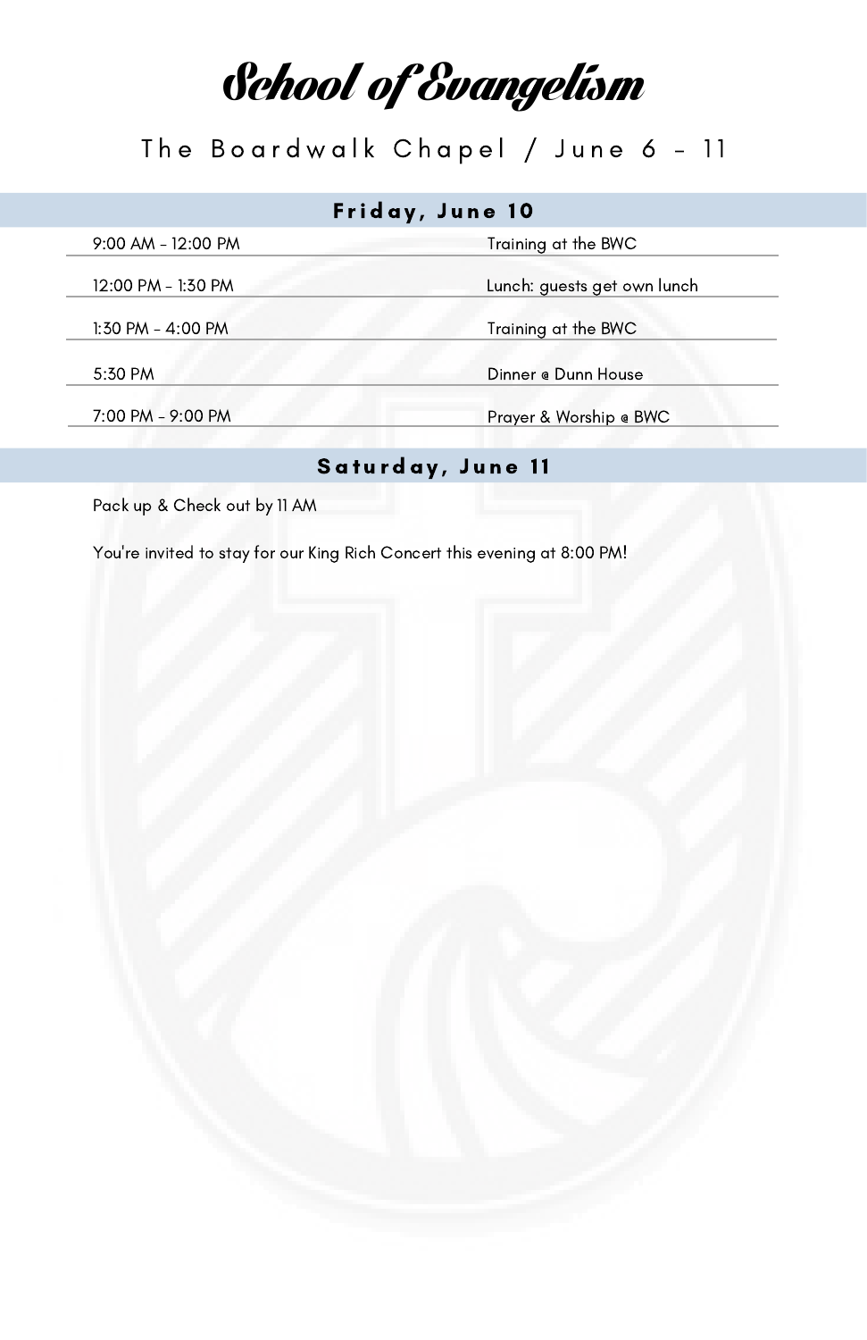# School of Evangelism

The Boardwalk Chapel / June 6 – 11

## Friday, June 10

| | |
|---|---|
| 9:00 AM – 12:00 PM | Training at the BWC |
| 12:00 PM – 1:30 PM | Lunch: guests get own lunch |
| 1:30 PM – 4:00 PM | Training at the BWC |
| 5:30 PM | Dinner @ Dunn House |
| 7:00 PM – 9:00 PM | Prayer & Worship @ BWC |

## Saturday, June 11

Pack up & Check out by 11 AM

You're invited to stay for our King Rich Concert this evening at 8:00 PM!